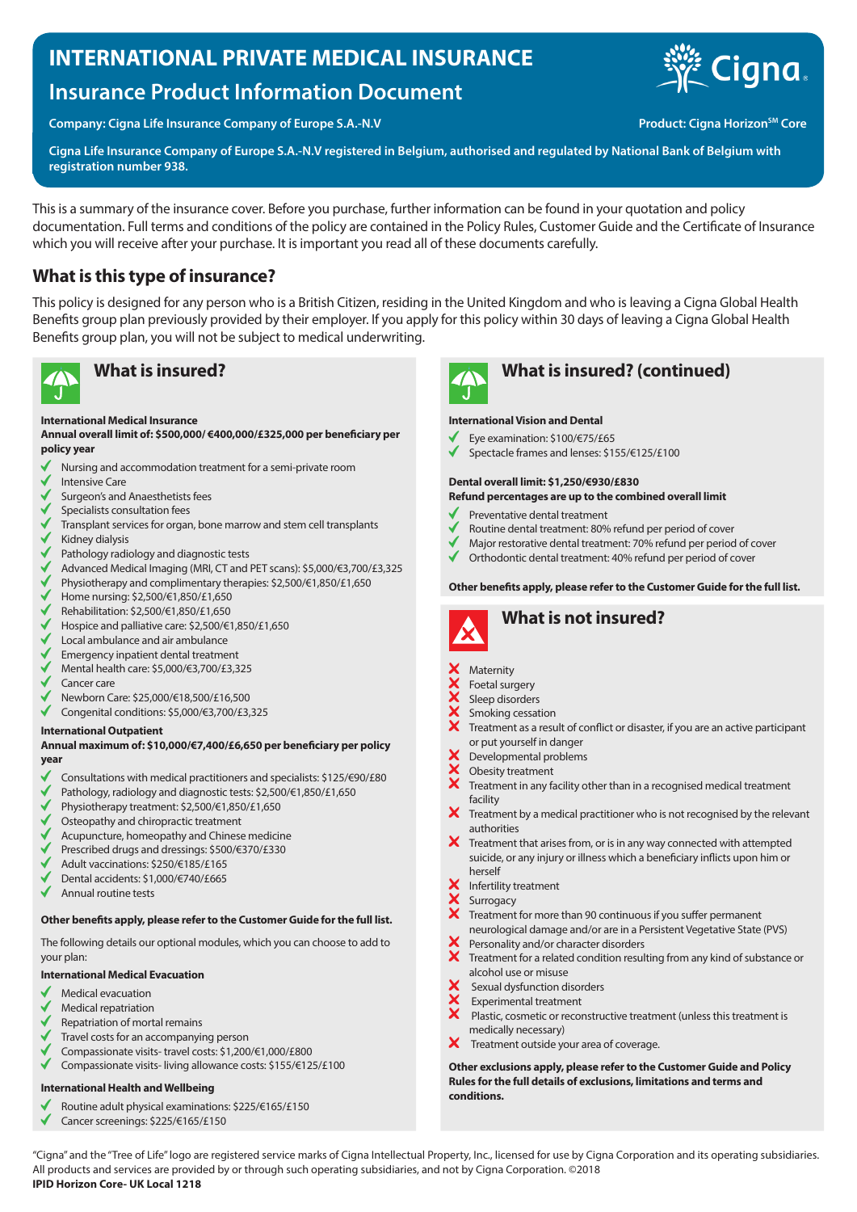# INTERNATIONAL PRIVATE MEDICAL INSURANCE

## Insurance Product Information Document

**Company: Cigna Life Insurance Company of Europe S.A.-N.V**

**Product: Cigna Horizon℠ Core**

**Cigna Life Insurance Company of Europe S.A.-N.V registered in Belgium, authorised and regulated by National Bank of Belgium with registration number 938.**

This is a summary of the insurance cover. Before you purchase, further information can be found in your quotation and policy documentation. Full terms and conditions of the policy are contained in the Policy Rules, Customer Guide and the Certificate of Insurance which you will receive after your purchase. It is important you read all of these documents carefully.

## What is this type of insurance?

This policy is designed for any person who is a British Citizen, residing in the United Kingdom and who is leaving a Cigna Global Health Benefits group plan previously provided by their employer. If you apply for this policy within 30 days of leaving a Cigna Global Health Benefits group plan, you will not be subject to medical underwriting.

## What is insured?

**International Medical Insurance**
**Annual overall limit of: $500,000/ €400,000/£325,000 per beneficiary per policy year**

- ✓ Nursing and accommodation treatment for a semi-private room
- ✓ Intensive Care
- ✓ Surgeon's and Anaesthetists fees
- ✓ Specialists consultation fees
- ✓ Transplant services for organ, bone marrow and stem cell transplants
- ✓ Kidney dialysis
- ✓ Pathology radiology and diagnostic tests
- ✓ Advanced Medical Imaging (MRI, CT and PET scans): $5,000/€3,700/£3,325
- ✓ Physiotherapy and complimentary therapies: $2,500/€1,850/£1,650
- ✓ Home nursing: $2,500/€1,850/£1,650
- ✓ Rehabilitation: $2,500/€1,850/£1,650
- ✓ Hospice and palliative care: $2,500/€1,850/£1,650
- ✓ Local ambulance and air ambulance
- ✓ Emergency inpatient dental treatment
- ✓ Mental health care: $5,000/€3,700/£3,325
- ✓ Cancer care
- ✓ Newborn Care: $25,000/€18,500/£16,500
- ✓ Congenital conditions: $5,000/€3,700/£3,325

**International Outpatient**
**Annual maximum of: $10,000/€7,400/£6,650 per beneficiary per policy year**

- ✓ Consultations with medical practitioners and specialists: $125/€90/£80
- ✓ Pathology, radiology and diagnostic tests: $2,500/€1,850/£1,650
- ✓ Physiotherapy treatment: $2,500/€1,850/£1,650
- ✓ Osteopathy and chiropractic treatment
- ✓ Acupuncture, homeopathy and Chinese medicine
- ✓ Prescribed drugs and dressings: $500/€370/£330
- ✓ Adult vaccinations: $250/€185/£165
- ✓ Dental accidents: $1,000/€740/£665
- ✓ Annual routine tests

**Other benefits apply, please refer to the Customer Guide for the full list.**

The following details our optional modules, which you can choose to add to your plan:

**International Medical Evacuation**

- ✓ Medical evacuation
- ✓ Medical repatriation
- ✓ Repatriation of mortal remains
- ✓ Travel costs for an accompanying person
- ✓ Compassionate visits- travel costs: $1,200/€1,000/£800
- ✓ Compassionate visits- living allowance costs: $155/€125/£100

**International Health and Wellbeing**

- ✓ Routine adult physical examinations: $225/€165/£150
- ✓ Cancer screenings: $225/€165/£150

## What is insured? (continued)

**International Vision and Dental**

- ✓ Eye examination: $100/€75/£65
- ✓ Spectacle frames and lenses: $155/€125/£100

**Dental overall limit: $1,250/€930/£830**
**Refund percentages are up to the combined overall limit**

- ✓ Preventative dental treatment
- ✓ Routine dental treatment: 80% refund per period of cover
- ✓ Major restorative dental treatment: 70% refund per period of cover
- ✓ Orthodontic dental treatment: 40% refund per period of cover

**Other benefits apply, please refer to the Customer Guide for the full list.**

## What is not insured?

- ✗ Maternity
- ✗ Foetal surgery
- ✗ Sleep disorders
- ✗ Smoking cessation
- ✗ Treatment as a result of conflict or disaster, if you are an active participant or put yourself in danger
- ✗ Developmental problems
- ✗ Obesity treatment
- ✗ Treatment in any facility other than in a recognised medical treatment facility
- ✗ Treatment by a medical practitioner who is not recognised by the relevant authorities
- ✗ Treatment that arises from, or is in any way connected with attempted suicide, or any injury or illness which a beneficiary inflicts upon him or herself
- ✗ Infertility treatment
- ✗ Surrogacy
- ✗ Treatment for more than 90 continuous if you suffer permanent neurological damage and/or are in a Persistent Vegetative State (PVS)
- ✗ Personality and/or character disorders
- ✗ Treatment for a related condition resulting from any kind of substance or alcohol use or misuse
- ✗ Sexual dysfunction disorders
- ✗ Experimental treatment
- ✗ Plastic, cosmetic or reconstructive treatment (unless this treatment is medically necessary)
- ✗ Treatment outside your area of coverage.

**Other exclusions apply, please refer to the Customer Guide and Policy Rules for the full details of exclusions, limitations and terms and conditions.**

"Cigna" and the "Tree of Life" logo are registered service marks of Cigna Intellectual Property, Inc., licensed for use by Cigna Corporation and its operating subsidiaries. All products and services are provided by or through such operating subsidiaries, and not by Cigna Corporation. ©2018

**IPID Horizon Core- UK Local 1218**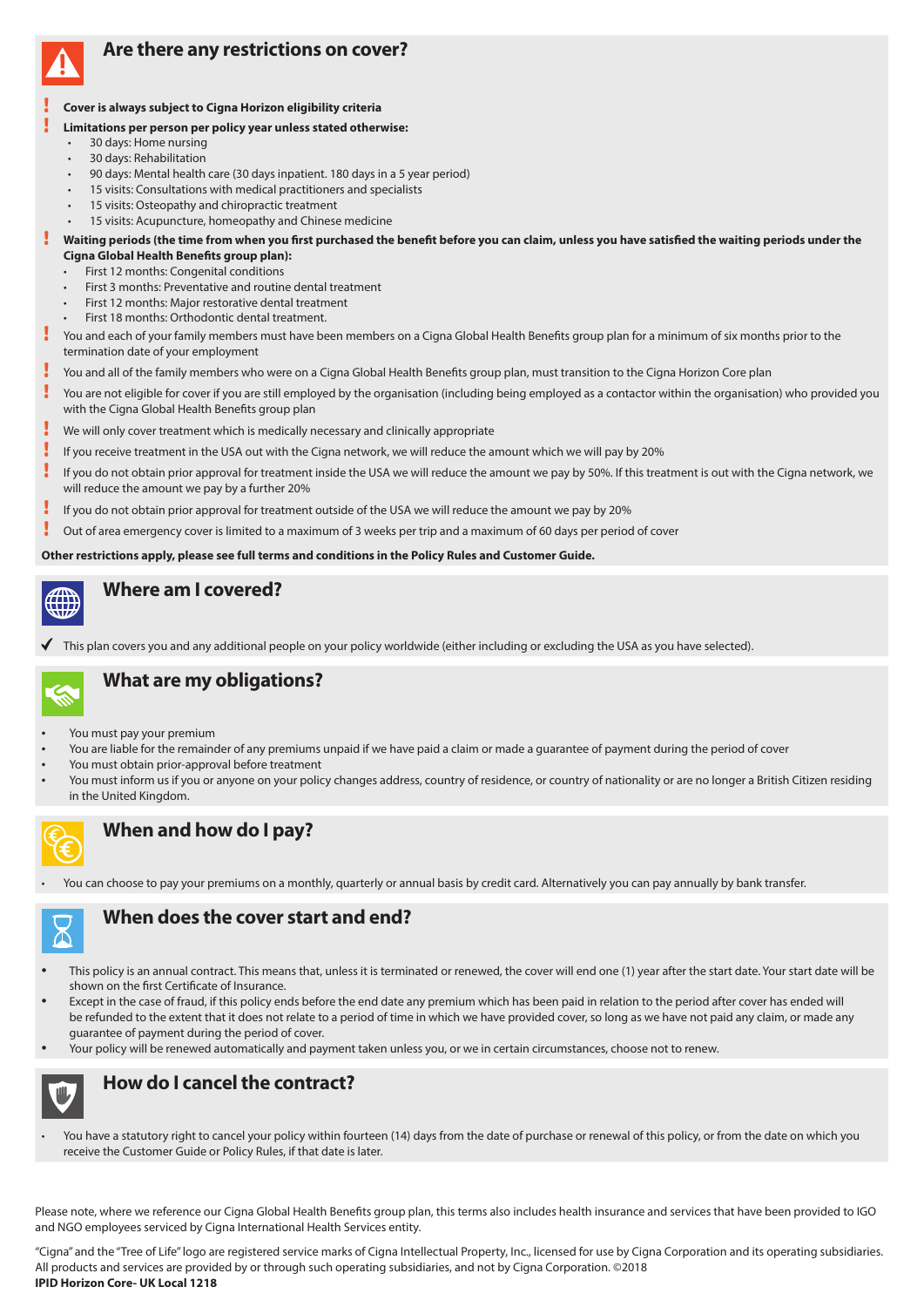## Are there any restrictions on cover?

- **Cover is always subject to Cigna Horizon eligibility criteria**
- **Limitations per person per policy year unless stated otherwise:**
  - 30 days: Home nursing
  - 30 days: Rehabilitation
  - 90 days: Mental health care (30 days inpatient. 180 days in a 5 year period)
  - 15 visits: Consultations with medical practitioners and specialists
  - 15 visits: Osteopathy and chiropractic treatment
  - 15 visits: Acupuncture, homeopathy and Chinese medicine
- **Waiting periods (the time from when you first purchased the benefit before you can claim, unless you have satisfied the waiting periods under the Cigna Global Health Benefits group plan):**
  - First 12 months: Congenital conditions
  - First 3 months: Preventative and routine dental treatment
  - First 12 months: Major restorative dental treatment
  - First 18 months: Orthodontic dental treatment.
- You and each of your family members must have been members on a Cigna Global Health Benefits group plan for a minimum of six months prior to the termination date of your employment
- You and all of the family members who were on a Cigna Global Health Benefits group plan, must transition to the Cigna Horizon Core plan
- You are not eligible for cover if you are still employed by the organisation (including being employed as a contactor within the organisation) who provided you with the Cigna Global Health Benefits group plan
- We will only cover treatment which is medically necessary and clinically appropriate
- If you receive treatment in the USA out with the Cigna network, we will reduce the amount which we will pay by 20%
- If you do not obtain prior approval for treatment inside the USA we will reduce the amount we pay by 50%. If this treatment is out with the Cigna network, we will reduce the amount we pay by a further 20%
- If you do not obtain prior approval for treatment outside of the USA we will reduce the amount we pay by 20%
- Out of area emergency cover is limited to a maximum of 3 weeks per trip and a maximum of 60 days per period of cover

**Other restrictions apply, please see full terms and conditions in the Policy Rules and Customer Guide.**

## Where am I covered?

- ✓ This plan covers you and any additional people on your policy worldwide (either including or excluding the USA as you have selected).

## What are my obligations?

- You must pay your premium
- You are liable for the remainder of any premiums unpaid if we have paid a claim or made a guarantee of payment during the period of cover
- You must obtain prior-approval before treatment
- You must inform us if you or anyone on your policy changes address, country of residence, or country of nationality or are no longer a British Citizen residing in the United Kingdom.

## When and how do I pay?

- You can choose to pay your premiums on a monthly, quarterly or annual basis by credit card. Alternatively you can pay annually by bank transfer.

## When does the cover start and end?

- This policy is an annual contract. This means that, unless it is terminated or renewed, the cover will end one (1) year after the start date. Your start date will be shown on the first Certificate of Insurance.
- Except in the case of fraud, if this policy ends before the end date any premium which has been paid in relation to the period after cover has ended will be refunded to the extent that it does not relate to a period of time in which we have provided cover, so long as we have not paid any claim, or made any guarantee of payment during the period of cover.
- Your policy will be renewed automatically and payment taken unless you, or we in certain circumstances, choose not to renew.

## How do I cancel the contract?

- You have a statutory right to cancel your policy within fourteen (14) days from the date of purchase or renewal of this policy, or from the date on which you receive the Customer Guide or Policy Rules, if that date is later.

Please note, where we reference our Cigna Global Health Benefits group plan, this terms also includes health insurance and services that have been provided to IGO and NGO employees serviced by Cigna International Health Services entity.

"Cigna" and the "Tree of Life" logo are registered service marks of Cigna Intellectual Property, Inc., licensed for use by Cigna Corporation and its operating subsidiaries. All products and services are provided by or through such operating subsidiaries, and not by Cigna Corporation. ©2018

**IPID Horizon Core- UK Local 1218**